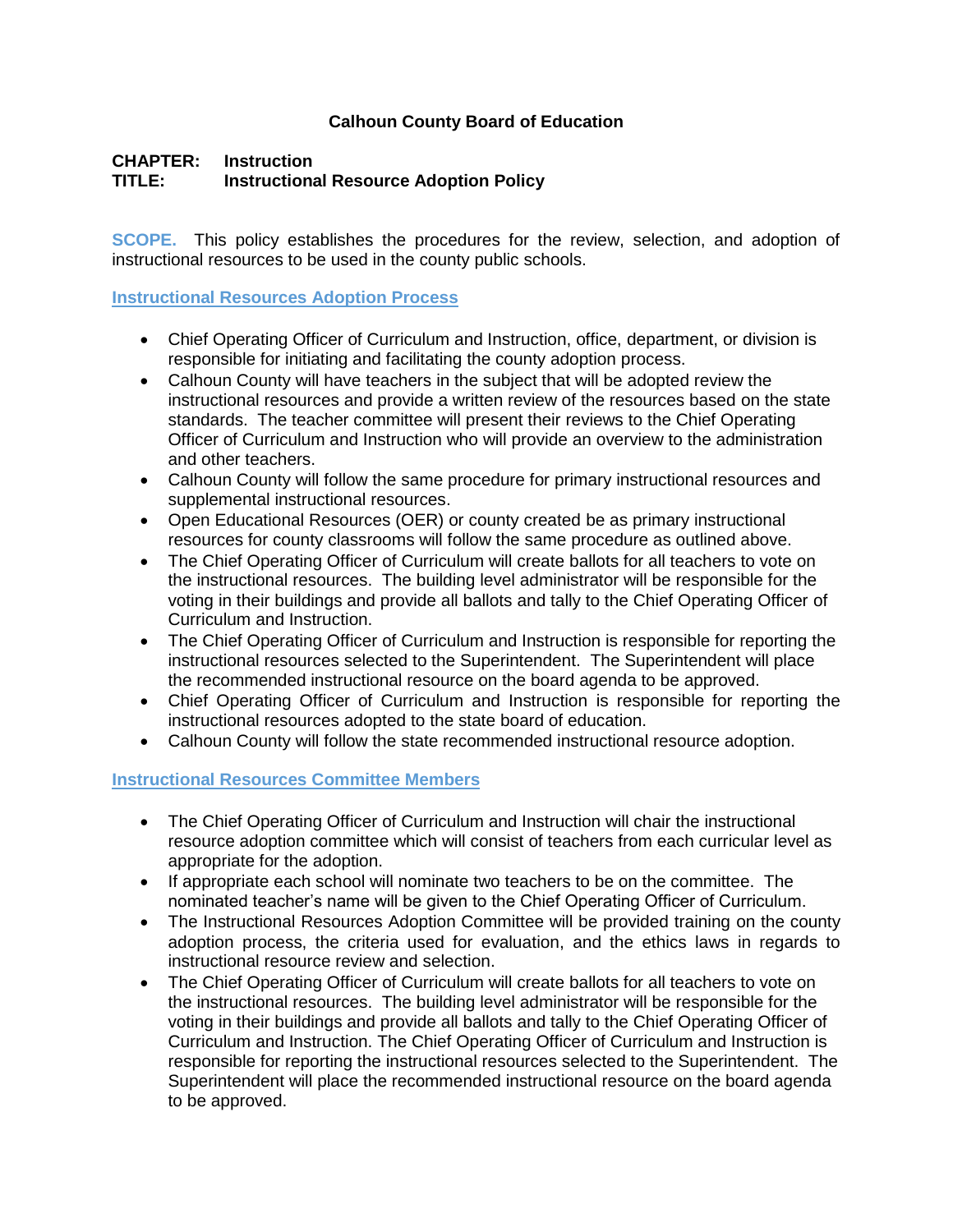**Calhoun County Board of Education**

**CHAPTER:** **Instruction**
**TITLE:** **Instructional Resource Adoption Policy**

**SCOPE.** This policy establishes the procedures for the review, selection, and adoption of instructional resources to be used in the county public schools.

## Instructional Resources Adoption Process

- Chief Operating Officer of Curriculum and Instruction, office, department, or division is responsible for initiating and facilitating the county adoption process.
- Calhoun County will have teachers in the subject that will be adopted review the instructional resources and provide a written review of the resources based on the state standards. The teacher committee will present their reviews to the Chief Operating Officer of Curriculum and Instruction who will provide an overview to the administration and other teachers.
- Calhoun County will follow the same procedure for primary instructional resources and supplemental instructional resources.
- Open Educational Resources (OER) or county created be as primary instructional resources for county classrooms will follow the same procedure as outlined above.
- The Chief Operating Officer of Curriculum will create ballots for all teachers to vote on the instructional resources. The building level administrator will be responsible for the voting in their buildings and provide all ballots and tally to the Chief Operating Officer of Curriculum and Instruction.
- The Chief Operating Officer of Curriculum and Instruction is responsible for reporting the instructional resources selected to the Superintendent. The Superintendent will place the recommended instructional resource on the board agenda to be approved.
- Chief Operating Officer of Curriculum and Instruction is responsible for reporting the instructional resources adopted to the state board of education.
- Calhoun County will follow the state recommended instructional resource adoption.

## Instructional Resources Committee Members

- The Chief Operating Officer of Curriculum and Instruction will chair the instructional resource adoption committee which will consist of teachers from each curricular level as appropriate for the adoption.
- If appropriate each school will nominate two teachers to be on the committee. The nominated teacher's name will be given to the Chief Operating Officer of Curriculum.
- The Instructional Resources Adoption Committee will be provided training on the county adoption process, the criteria used for evaluation, and the ethics laws in regards to instructional resource review and selection.
- The Chief Operating Officer of Curriculum will create ballots for all teachers to vote on the instructional resources. The building level administrator will be responsible for the voting in their buildings and provide all ballots and tally to the Chief Operating Officer of Curriculum and Instruction. The Chief Operating Officer of Curriculum and Instruction is responsible for reporting the instructional resources selected to the Superintendent. The Superintendent will place the recommended instructional resource on the board agenda to be approved.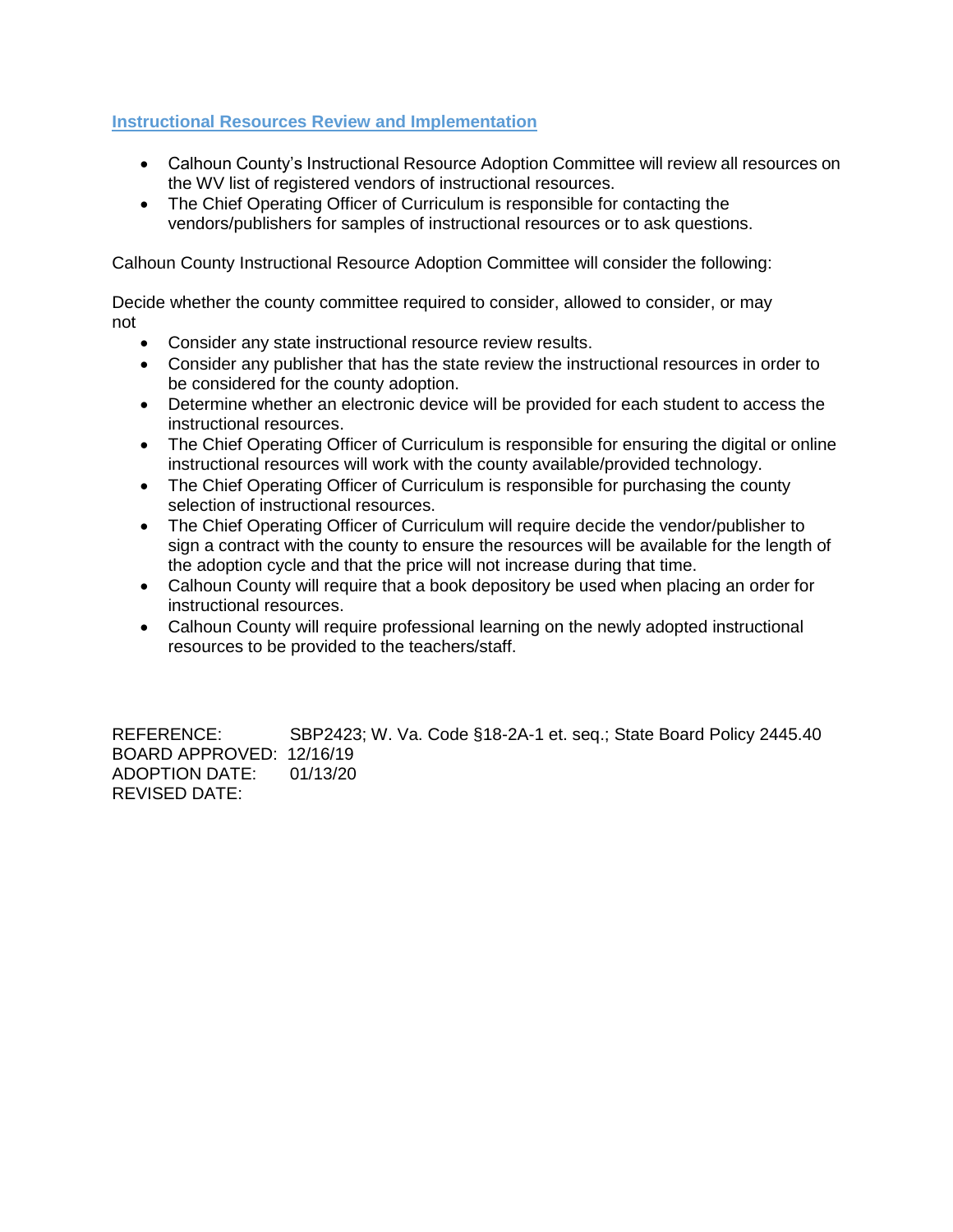## Instructional Resources Review and Implementation

- Calhoun County's Instructional Resource Adoption Committee will review all resources on the WV list of registered vendors of instructional resources.
- The Chief Operating Officer of Curriculum is responsible for contacting the vendors/publishers for samples of instructional resources or to ask questions.

Calhoun County Instructional Resource Adoption Committee will consider the following:

Decide whether the county committee required to consider, allowed to consider, or may not

- Consider any state instructional resource review results.
- Consider any publisher that has the state review the instructional resources in order to be considered for the county adoption.
- Determine whether an electronic device will be provided for each student to access the instructional resources.
- The Chief Operating Officer of Curriculum is responsible for ensuring the digital or online instructional resources will work with the county available/provided technology.
- The Chief Operating Officer of Curriculum is responsible for purchasing the county selection of instructional resources.
- The Chief Operating Officer of Curriculum will require decide the vendor/publisher to sign a contract with the county to ensure the resources will be available for the length of the adoption cycle and that the price will not increase during that time.
- Calhoun County will require that a book depository be used when placing an order for instructional resources.
- Calhoun County will require professional learning on the newly adopted instructional resources to be provided to the teachers/staff.

REFERENCE: SBP2423; W. Va. Code §18-2A-1 et. seq.; State Board Policy 2445.40
BOARD APPROVED: 12/16/19
ADOPTION DATE: 01/13/20
REVISED DATE: